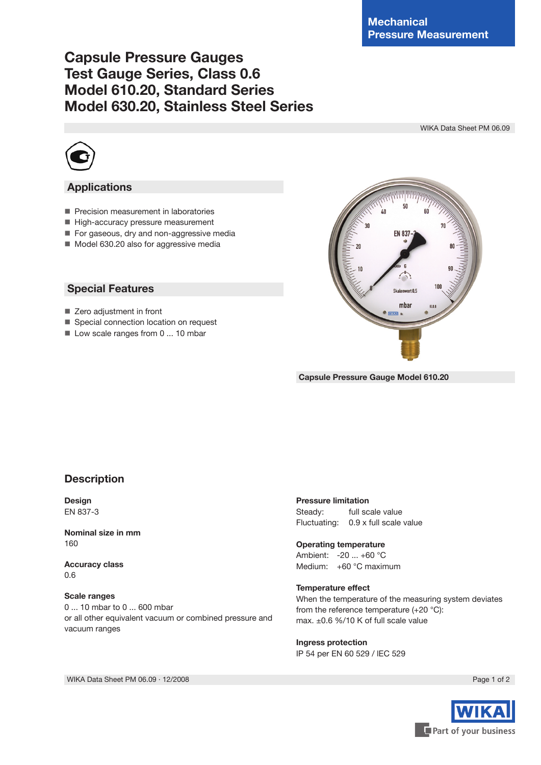Mechanical Pressure Measurement

# Capsule Pressure Gauges
# Test Gauge Series, Class 0.6
# Model 610.20, Standard Series
# Model 630.20, Stainless Steel Series

WIKA Data Sheet PM 06.09

## Applications

- Precision measurement in laboratories
- High-accuracy pressure measurement
- For gaseous, dry and non-aggressive media
- Model 630.20 also for aggressive media

## Special Features

- Zero adjustment in front
- Special connection location on request
- Low scale ranges from 0 ... 10 mbar

Capsule Pressure Gauge Model 610.20

## Description

**Design**
EN 837-3

**Nominal size in mm**
160

**Accuracy class**
0.6

**Scale ranges**
0 ... 10 mbar to 0 ... 600 mbar
or all other equivalent vacuum or combined pressure and vacuum ranges

**Pressure limitation**
Steady: full scale value
Fluctuating: 0.9 x full scale value

**Operating temperature**
Ambient: -20 ... +60 °C
Medium: +60 °C maximum

**Temperature effect**
When the temperature of the measuring system deviates from the reference temperature (+20 °C):
max. ±0.6 %/10 K of full scale value

**Ingress protection**
IP 54 per EN 60 529 / IEC 529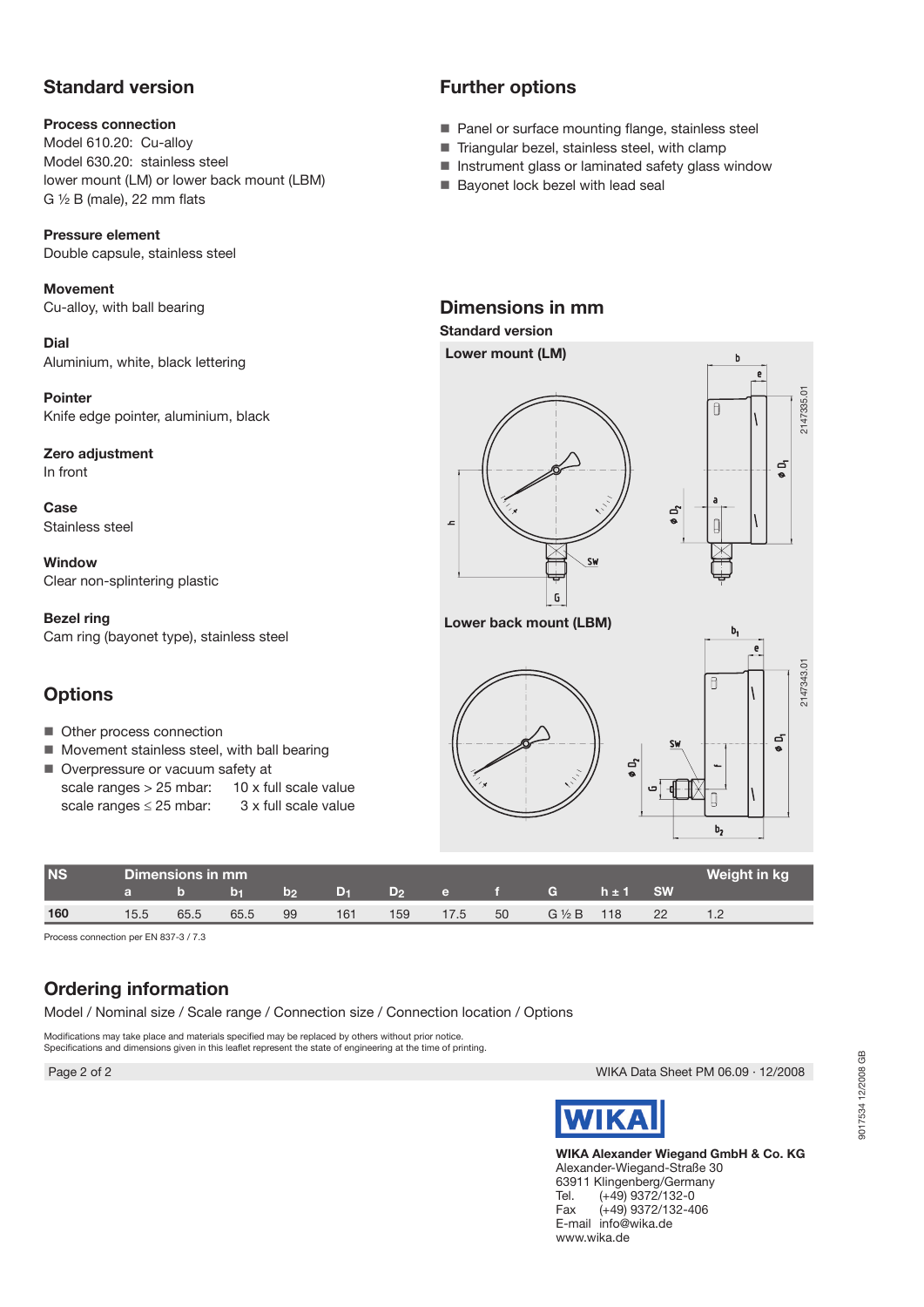## Standard version

**Process connection**
Model 610.20: Cu-alloy
Model 630.20: stainless steel
lower mount (LM) or lower back mount (LBM)
G ½ B (male), 22 mm flats

**Pressure element**
Double capsule, stainless steel

**Movement**
Cu-alloy, with ball bearing

**Dial**
Aluminium, white, black lettering

**Pointer**
Knife edge pointer, aluminium, black

**Zero adjustment**
In front

**Case**
Stainless steel

**Window**
Clear non-splintering plastic

**Bezel ring**
Cam ring (bayonet type), stainless steel

## Options

- Other process connection
- Movement stainless steel, with ball bearing
- Overpressure or vacuum safety at
  scale ranges > 25 mbar: 10 x full scale value
  scale ranges ≤ 25 mbar: 3 x full scale value

## Further options

- Panel or surface mounting flange, stainless steel
- Triangular bezel, stainless steel, with clamp
- Instrument glass or laminated safety glass window
- Bayonet lock bezel with lead seal

## Dimensions in mm

**Standard version**

**Lower mount (LM)**

2147335.01

**Lower back mount (LBM)**

2147343.01

| NS | Dimensions in mm | | | | | | | | | | | Weight in kg |
|---|---|---|---|---|---|---|---|---|---|---|---|---|
| | a | b | $b_1$ | $b_2$ | $D_1$ | $D_2$ | e | f | G | h ± 1 | SW | |
| 160 | 15.5 | 65.5 | 65.5 | 99 | 161 | 159 | 17.5 | 50 | G ½ B | 118 | 22 | 1.2 |

Process connection per EN 837-3 / 7.3

## Ordering information

Model / Nominal size / Scale range / Connection size / Connection location / Options

Modifications may take place and materials specified may be replaced by others without prior notice.
Specifications and dimensions given in this leaflet represent the state of engineering at the time of printing.

WIKA Data Sheet PM 06.09 · 12/2008

**WIKA Alexander Wiegand GmbH & Co. KG**
Alexander-Wiegand-Straße 30
63911 Klingenberg/Germany
Tel. (+49) 9372/132-0
Fax (+49) 9372/132-406
E-mail info@wika.de
www.wika.de

9017534 12/2008 GB